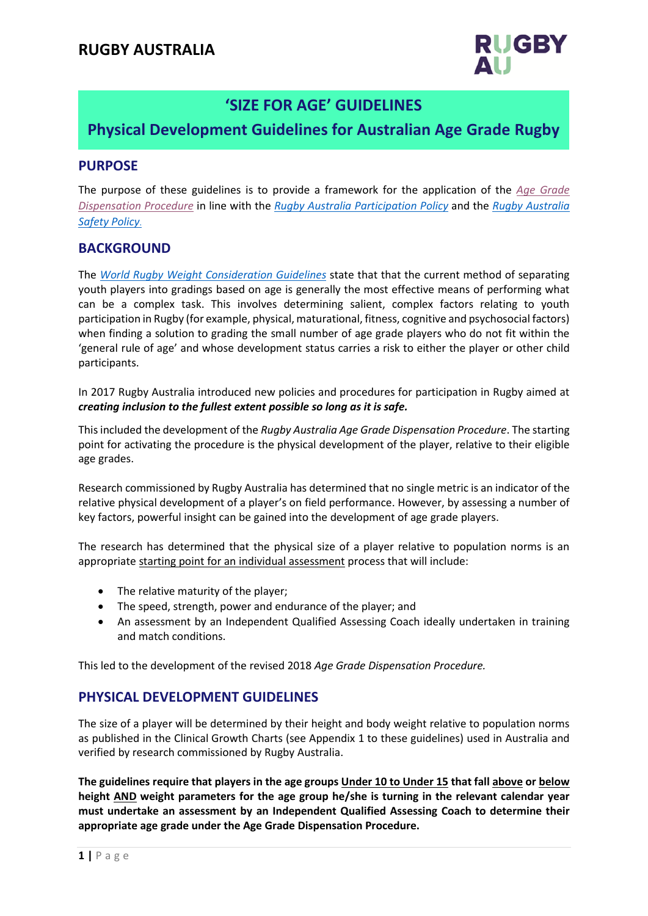# RUGBY AUSTRALIA

## 'SIZE FOR AGE' GUIDELINES

## Physical Development Guidelines for Australian Age Grade Rugby

## PURPOSE

The purpose of these guidelines is to provide a framework for the application of the *Age Grade Dispensation Procedure* in line with the *Rugby Australia Participation Policy* and the *Rugby Australia Safety Policy.*

## BACKGROUND

The *World Rugby Weight Consideration Guidelines* state that that the current method of separating youth players into gradings based on age is generally the most effective means of performing what can be a complex task. This involves determining salient, complex factors relating to youth participation in Rugby (for example, physical, maturational, fitness, cognitive and psychosocial factors) when finding a solution to grading the small number of age grade players who do not fit within the 'general rule of age' and whose development status carries a risk to either the player or other child participants.

In 2017 Rugby Australia introduced new policies and procedures for participation in Rugby aimed at ***creating inclusion to the fullest extent possible so long as it is safe.***

This included the development of the *Rugby Australia Age Grade Dispensation Procedure*. The starting point for activating the procedure is the physical development of the player, relative to their eligible age grades.

Research commissioned by Rugby Australia has determined that no single metric is an indicator of the relative physical development of a player's on field performance. However, by assessing a number of key factors, powerful insight can be gained into the development of age grade players.

The research has determined that the physical size of a player relative to population norms is an appropriate starting point for an individual assessment process that will include:

- The relative maturity of the player;
- The speed, strength, power and endurance of the player; and
- An assessment by an Independent Qualified Assessing Coach ideally undertaken in training and match conditions.

This led to the development of the revised 2018 *Age Grade Dispensation Procedure.*

## PHYSICAL DEVELOPMENT GUIDELINES

The size of a player will be determined by their height and body weight relative to population norms as published in the Clinical Growth Charts (see Appendix 1 to these guidelines) used in Australia and verified by research commissioned by Rugby Australia.

**The guidelines require that players in the age groups Under 10 to Under 15 that fall above or below height AND weight parameters for the age group he/she is turning in the relevant calendar year must undertake an assessment by an Independent Qualified Assessing Coach to determine their appropriate age grade under the Age Grade Dispensation Procedure.**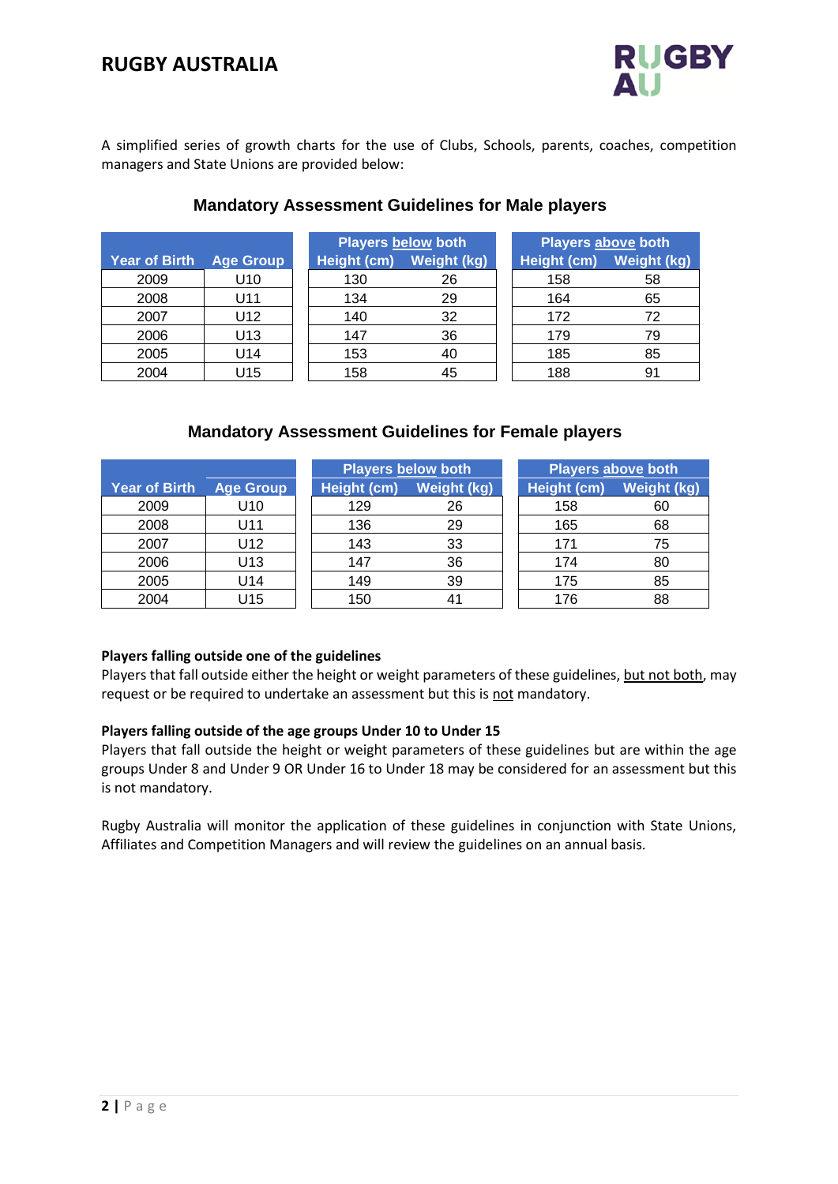A simplified series of growth charts for the use of Clubs, Schools, parents, coaches, competition managers and State Unions are provided below:

### Mandatory Assessment Guidelines for Male players

| Year of Birth | Age Group | Players <u>below</u> both | | Players <u>above</u> both | |
|---|---|---|---|---|---|
| | | Height (cm) | Weight (kg) | Height (cm) | Weight (kg) |
| 2009 | U10 | 130 | 26 | 158 | 58 |
| 2008 | U11 | 134 | 29 | 164 | 65 |
| 2007 | U12 | 140 | 32 | 172 | 72 |
| 2006 | U13 | 147 | 36 | 179 | 79 |
| 2005 | U14 | 153 | 40 | 185 | 85 |
| 2004 | U15 | 158 | 45 | 188 | 91 |

### Mandatory Assessment Guidelines for Female players

| Year of Birth | Age Group | Players <u>below</u> both | | Players <u>above</u> both | |
|---|---|---|---|---|---|
| | | Height (cm) | Weight (kg) | Height (cm) | Weight (kg) |
| 2009 | U10 | 129 | 26 | 158 | 60 |
| 2008 | U11 | 136 | 29 | 165 | 68 |
| 2007 | U12 | 143 | 33 | 171 | 75 |
| 2006 | U13 | 147 | 36 | 174 | 80 |
| 2005 | U14 | 149 | 39 | 175 | 85 |
| 2004 | U15 | 150 | 41 | 176 | 88 |

**Players falling outside one of the guidelines**

Players that fall outside either the height or weight parameters of these guidelines, <u>but not both</u>, may request or be required to undertake an assessment but this is <u>not</u> mandatory.

**Players falling outside of the age groups Under 10 to Under 15**

Players that fall outside the height or weight parameters of these guidelines but are within the age groups Under 8 and Under 9 OR Under 16 to Under 18 may be considered for an assessment but this is not mandatory.

Rugby Australia will monitor the application of these guidelines in conjunction with State Unions, Affiliates and Competition Managers and will review the guidelines on an annual basis.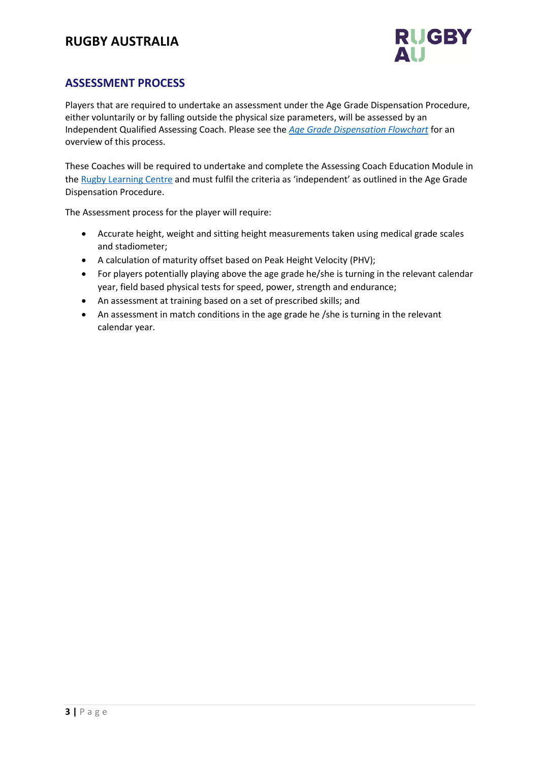## ASSESSMENT PROCESS

Players that are required to undertake an assessment under the Age Grade Dispensation Procedure, either voluntarily or by falling outside the physical size parameters, will be assessed by an Independent Qualified Assessing Coach. Please see the *Age Grade Dispensation Flowchart* for an overview of this process.

These Coaches will be required to undertake and complete the Assessing Coach Education Module in the Rugby Learning Centre and must fulfil the criteria as 'independent' as outlined in the Age Grade Dispensation Procedure.

The Assessment process for the player will require:

- Accurate height, weight and sitting height measurements taken using medical grade scales and stadiometer;
- A calculation of maturity offset based on Peak Height Velocity (PHV);
- For players potentially playing above the age grade he/she is turning in the relevant calendar year, field based physical tests for speed, power, strength and endurance;
- An assessment at training based on a set of prescribed skills; and
- An assessment in match conditions in the age grade he /she is turning in the relevant calendar year.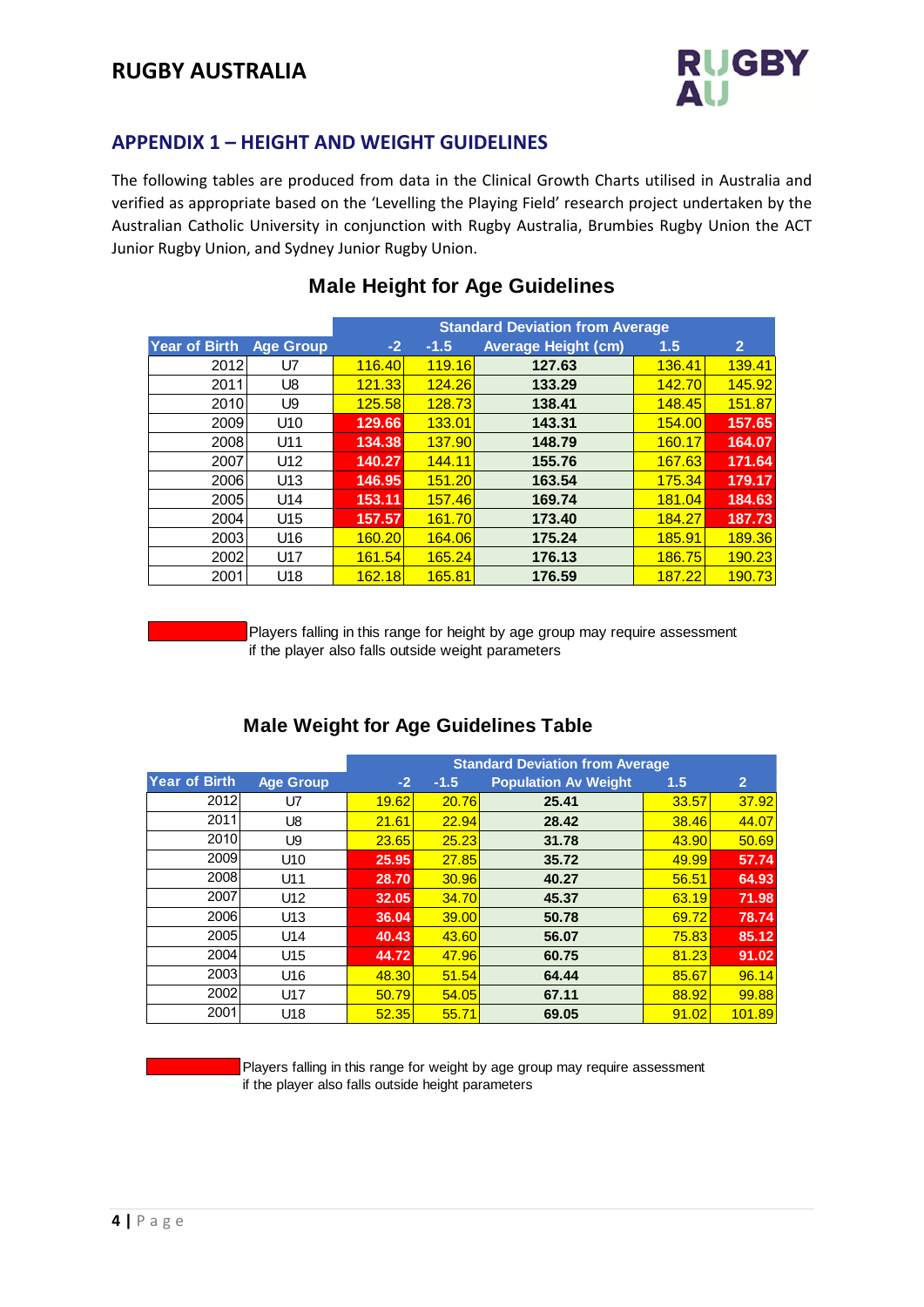## APPENDIX 1 – HEIGHT AND WEIGHT GUIDELINES

The following tables are produced from data in the Clinical Growth Charts utilised in Australia and verified as appropriate based on the 'Levelling the Playing Field' research project undertaken by the Australian Catholic University in conjunction with Rugby Australia, Brumbies Rugby Union the ACT Junior Rugby Union, and Sydney Junior Rugby Union.

### Male Height for Age Guidelines

| | | Standard Deviation from Average | | | | |
|---|---|---|---|---|---|---|
| **Year of Birth** | **Age Group** | **-2** | **-1.5** | **Average Height (cm)** | **1.5** | **2** |
| 2012 | U7 | 116.40 | 119.16 | 127.63 | 136.41 | 139.41 |
| 2011 | U8 | 121.33 | 124.26 | 133.29 | 142.70 | 145.92 |
| 2010 | U9 | 125.58 | 128.73 | 138.41 | 148.45 | 151.87 |
| 2009 | U10 | 129.66 | 133.01 | 143.31 | 154.00 | 157.65 |
| 2008 | U11 | 134.38 | 137.90 | 148.79 | 160.17 | 164.07 |
| 2007 | U12 | 140.27 | 144.11 | 155.76 | 167.63 | 171.64 |
| 2006 | U13 | 146.95 | 151.20 | 163.54 | 175.34 | 179.17 |
| 2005 | U14 | 153.11 | 157.46 | 169.74 | 181.04 | 184.63 |
| 2004 | U15 | 157.57 | 161.70 | 173.40 | 184.27 | 187.73 |
| 2003 | U16 | 160.20 | 164.06 | 175.24 | 185.91 | 189.36 |
| 2002 | U17 | 161.54 | 165.24 | 176.13 | 186.75 | 190.23 |
| 2001 | U18 | 162.18 | 165.81 | 176.59 | 187.22 | 190.73 |

Players falling in this range for height by age group may require assessment if the player also falls outside weight parameters

### Male Weight for Age Guidelines Table

| | | Standard Deviation from Average | | | | |
|---|---|---|---|---|---|---|
| **Year of Birth** | **Age Group** | **-2** | **-1.5** | **Population Av Weight** | **1.5** | **2** |
| 2012 | U7 | 19.62 | 20.76 | 25.41 | 33.57 | 37.92 |
| 2011 | U8 | 21.61 | 22.94 | 28.42 | 38.46 | 44.07 |
| 2010 | U9 | 23.65 | 25.23 | 31.78 | 43.90 | 50.69 |
| 2009 | U10 | 25.95 | 27.85 | 35.72 | 49.99 | 57.74 |
| 2008 | U11 | 28.70 | 30.96 | 40.27 | 56.51 | 64.93 |
| 2007 | U12 | 32.05 | 34.70 | 45.37 | 63.19 | 71.98 |
| 2006 | U13 | 36.04 | 39.00 | 50.78 | 69.72 | 78.74 |
| 2005 | U14 | 40.43 | 43.60 | 56.07 | 75.83 | 85.12 |
| 2004 | U15 | 44.72 | 47.96 | 60.75 | 81.23 | 91.02 |
| 2003 | U16 | 48.30 | 51.54 | 64.44 | 85.67 | 96.14 |
| 2002 | U17 | 50.79 | 54.05 | 67.11 | 88.92 | 99.88 |
| 2001 | U18 | 52.35 | 55.71 | 69.05 | 91.02 | 101.89 |

Players falling in this range for weight by age group may require assessment if the player also falls outside height parameters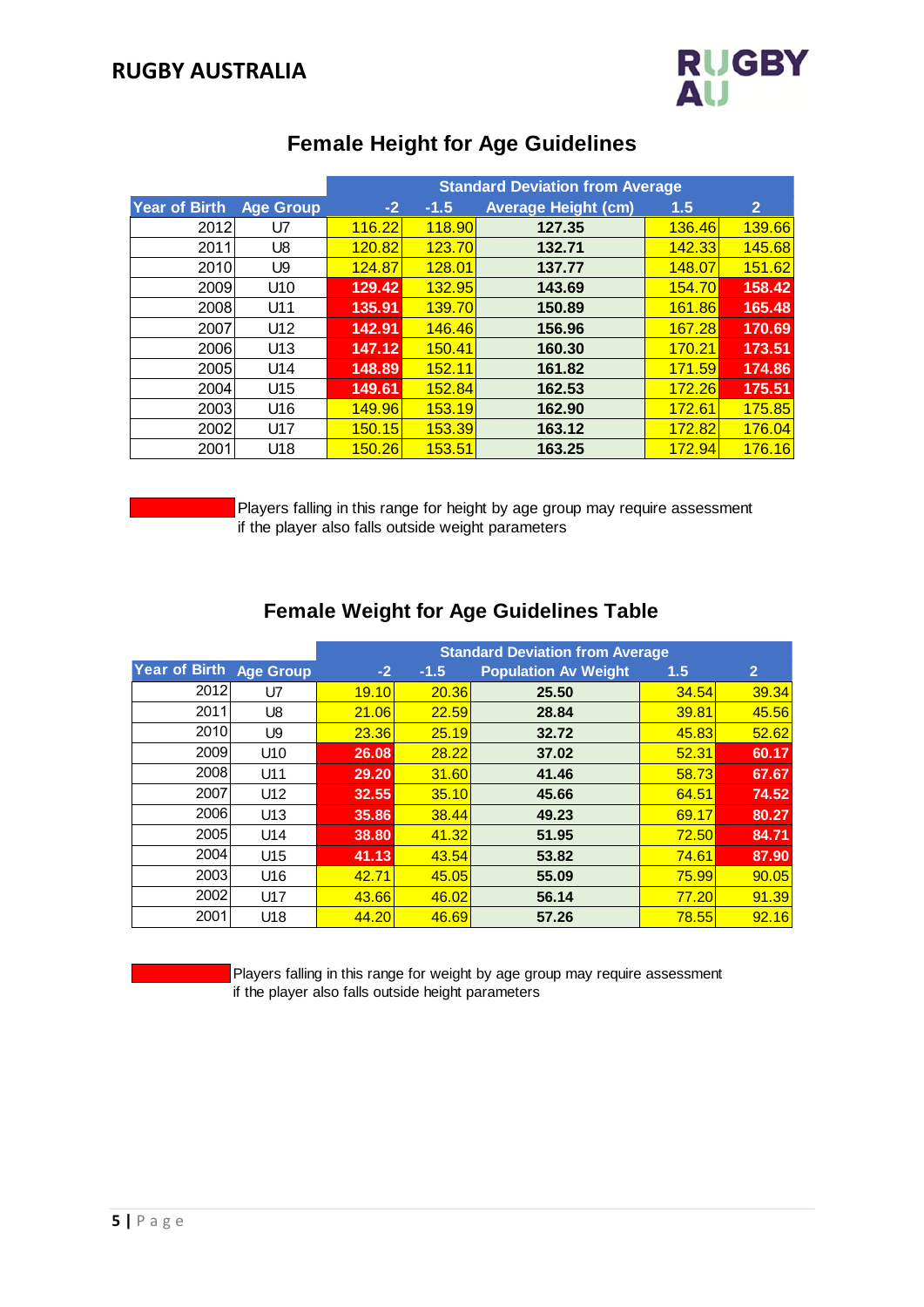RUGBY AUSTRALIA

## Female Height for Age Guidelines

| | | Standard Deviation from Average | | | | |
|---|---|---|---|---|---|---|
| Year of Birth | Age Group | -2 | -1.5 | Average Height (cm) | 1.5 | 2 |
| 2012 | U7 | 116.22 | 118.90 | **127.35** | 136.46 | 139.66 |
| 2011 | U8 | 120.82 | 123.70 | **132.71** | 142.33 | 145.68 |
| 2010 | U9 | 124.87 | 128.01 | **137.77** | 148.07 | 151.62 |
| 2009 | U10 | 129.42 | 132.95 | **143.69** | 154.70 | 158.42 |
| 2008 | U11 | 135.91 | 139.70 | **150.89** | 161.86 | 165.48 |
| 2007 | U12 | 142.91 | 146.46 | **156.96** | 167.28 | 170.69 |
| 2006 | U13 | 147.12 | 150.41 | **160.30** | 170.21 | 173.51 |
| 2005 | U14 | 148.89 | 152.11 | **161.82** | 171.59 | 174.86 |
| 2004 | U15 | 149.61 | 152.84 | **162.53** | 172.26 | 175.51 |
| 2003 | U16 | 149.96 | 153.19 | **162.90** | 172.61 | 175.85 |
| 2002 | U17 | 150.15 | 153.39 | **163.12** | 172.82 | 176.04 |
| 2001 | U18 | 150.26 | 153.51 | **163.25** | 172.94 | 176.16 |

Players falling in this range for height by age group may require assessment if the player also falls outside weight parameters

## Female Weight for Age Guidelines Table

| | | Standard Deviation from Average | | | | |
|---|---|---|---|---|---|---|
| Year of Birth | Age Group | -2 | -1.5 | Population Av Weight | 1.5 | 2 |
| 2012 | U7 | 19.10 | 20.36 | **25.50** | 34.54 | 39.34 |
| 2011 | U8 | 21.06 | 22.59 | **28.84** | 39.81 | 45.56 |
| 2010 | U9 | 23.36 | 25.19 | **32.72** | 45.83 | 52.62 |
| 2009 | U10 | 26.08 | 28.22 | **37.02** | 52.31 | 60.17 |
| 2008 | U11 | 29.20 | 31.60 | **41.46** | 58.73 | 67.67 |
| 2007 | U12 | 32.55 | 35.10 | **45.66** | 64.51 | 74.52 |
| 2006 | U13 | 35.86 | 38.44 | **49.23** | 69.17 | 80.27 |
| 2005 | U14 | 38.80 | 41.32 | **51.95** | 72.50 | 84.71 |
| 2004 | U15 | 41.13 | 43.54 | **53.82** | 74.61 | 87.90 |
| 2003 | U16 | 42.71 | 45.05 | **55.09** | 75.99 | 90.05 |
| 2002 | U17 | 43.66 | 46.02 | **56.14** | 77.20 | 91.39 |
| 2001 | U18 | 44.20 | 46.69 | **57.26** | 78.55 | 92.16 |

Players falling in this range for weight by age group may require assessment if the player also falls outside height parameters